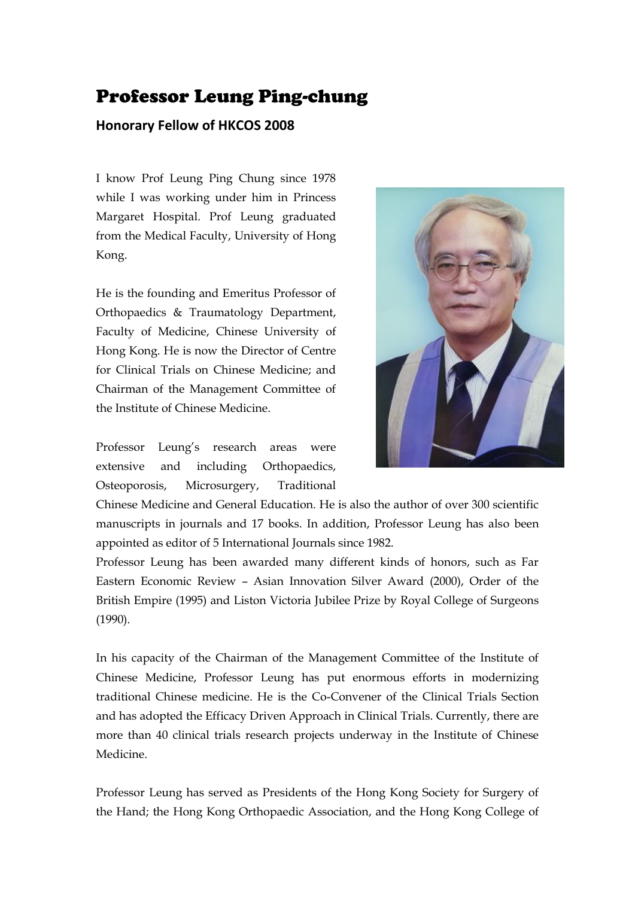# Professor Leung Ping-chung

**Honorary Fellow of HKCOS 2008**

I know Prof Leung Ping Chung since 1978 while I was working under him in Princess Margaret Hospital. Prof Leung graduated from the Medical Faculty, University of Hong Kong.

He is the founding and Emeritus Professor of Orthopaedics & Traumatology Department, Faculty of Medicine, Chinese University of Hong Kong. He is now the Director of Centre for Clinical Trials on Chinese Medicine; and Chairman of the Management Committee of the Institute of Chinese Medicine.

Professor Leung's research areas were extensive and including Orthopaedics, Osteoporosis, Microsurgery, Traditional Chinese Medicine and General Education. He is also the author of over 300 scientific manuscripts in journals and 17 books. In addition, Professor Leung has also been appointed as editor of 5 International Journals since 1982.

Professor Leung has been awarded many different kinds of honors, such as Far Eastern Economic Review – Asian Innovation Silver Award (2000), Order of the British Empire (1995) and Liston Victoria Jubilee Prize by Royal College of Surgeons (1990).

In his capacity of the Chairman of the Management Committee of the Institute of Chinese Medicine, Professor Leung has put enormous efforts in modernizing traditional Chinese medicine. He is the Co-Convener of the Clinical Trials Section and has adopted the Efficacy Driven Approach in Clinical Trials. Currently, there are more than 40 clinical trials research projects underway in the Institute of Chinese Medicine.

Professor Leung has served as Presidents of the Hong Kong Society for Surgery of the Hand; the Hong Kong Orthopaedic Association, and the Hong Kong College of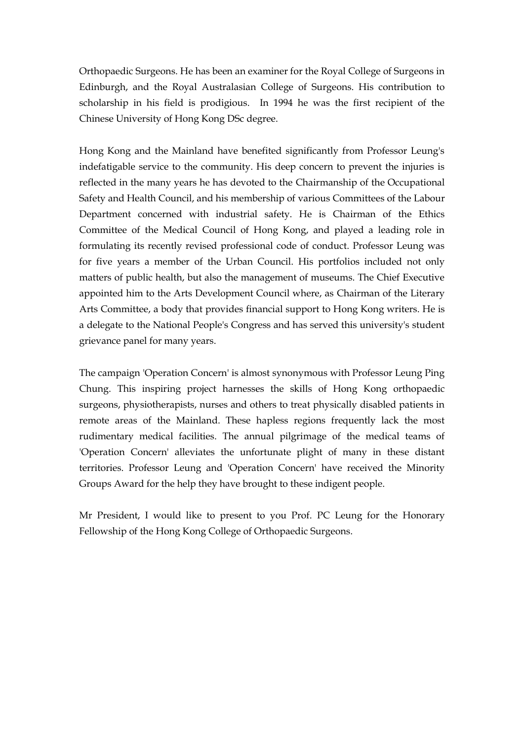Orthopaedic Surgeons. He has been an examiner for the Royal College of Surgeons in Edinburgh, and the Royal Australasian College of Surgeons. His contribution to scholarship in his field is prodigious. In 1994 he was the first recipient of the Chinese University of Hong Kong DSc degree.

Hong Kong and the Mainland have benefited significantly from Professor Leung's indefatigable service to the community. His deep concern to prevent the injuries is reflected in the many years he has devoted to the Chairmanship of the Occupational Safety and Health Council, and his membership of various Committees of the Labour Department concerned with industrial safety. He is Chairman of the Ethics Committee of the Medical Council of Hong Kong, and played a leading role in formulating its recently revised professional code of conduct. Professor Leung was for five years a member of the Urban Council. His portfolios included not only matters of public health, but also the management of museums. The Chief Executive appointed him to the Arts Development Council where, as Chairman of the Literary Arts Committee, a body that provides financial support to Hong Kong writers. He is a delegate to the National People's Congress and has served this university's student grievance panel for many years.

The campaign 'Operation Concern' is almost synonymous with Professor Leung Ping Chung. This inspiring project harnesses the skills of Hong Kong orthopaedic surgeons, physiotherapists, nurses and others to treat physically disabled patients in remote areas of the Mainland. These hapless regions frequently lack the most rudimentary medical facilities. The annual pilgrimage of the medical teams of 'Operation Concern' alleviates the unfortunate plight of many in these distant territories. Professor Leung and 'Operation Concern' have received the Minority Groups Award for the help they have brought to these indigent people.

Mr President, I would like to present to you Prof. PC Leung for the Honorary Fellowship of the Hong Kong College of Orthopaedic Surgeons.